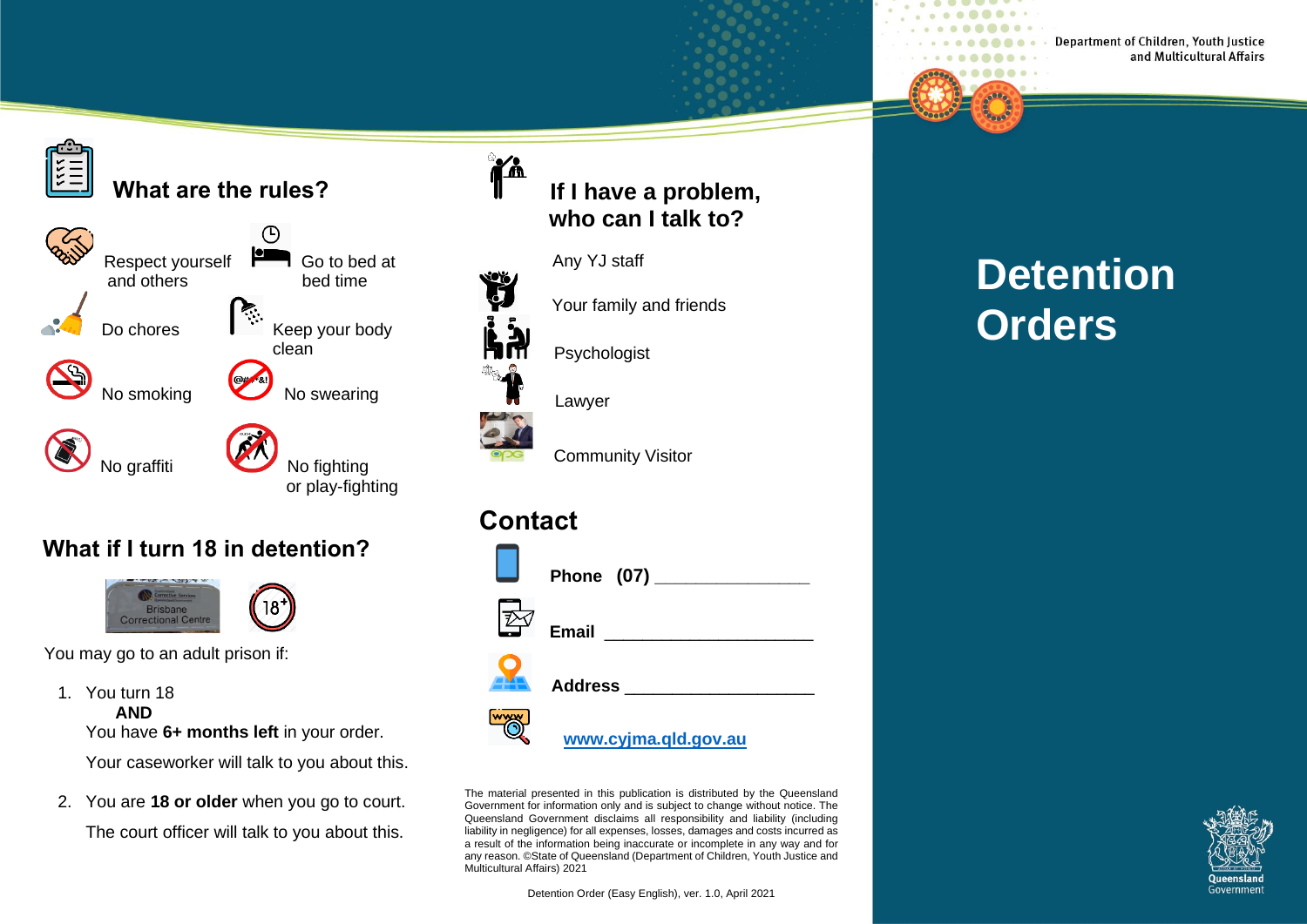# Detention Orders

## What are the rules?

- Respect yourself and others
- Go to bed at bed time
- Do chores
- Keep your body clean
- No smoking
- No swearing
- No graffiti
- No fighting or play-fighting

## What if I turn 18 in detention?

You may go to an adult prison if:

1. You turn 18
   **AND**
   You have **6+ months left** in your order.

   Your caseworker will talk to you about this.

2. You are **18 or older** when you go to court.

   The court officer will talk to you about this.

## If I have a problem, who can I talk to?

- Any YJ staff
- Your family and friends
- Psychologist
- Lawyer
- Community Visitor

## Contact

**Phone (07)** ________________

**Email** ______________________

**Address** ___________________

[www.cyjma.qld.gov.au](http://www.cyjma.qld.gov.au)

The material presented in this publication is distributed by the Queensland Government for information only and is subject to change without notice. The Queensland Government disclaims all responsibility and liability (including liability in negligence) for all expenses, losses, damages and costs incurred as a result of the information being inaccurate or incomplete in any way and for any reason. ©State of Queensland (Department of Children, Youth Justice and Multicultural Affairs) 2021

Detention Order (Easy English), ver. 1.0, April 2021

Department of Children, Youth Justice and Multicultural Affairs

Queensland Government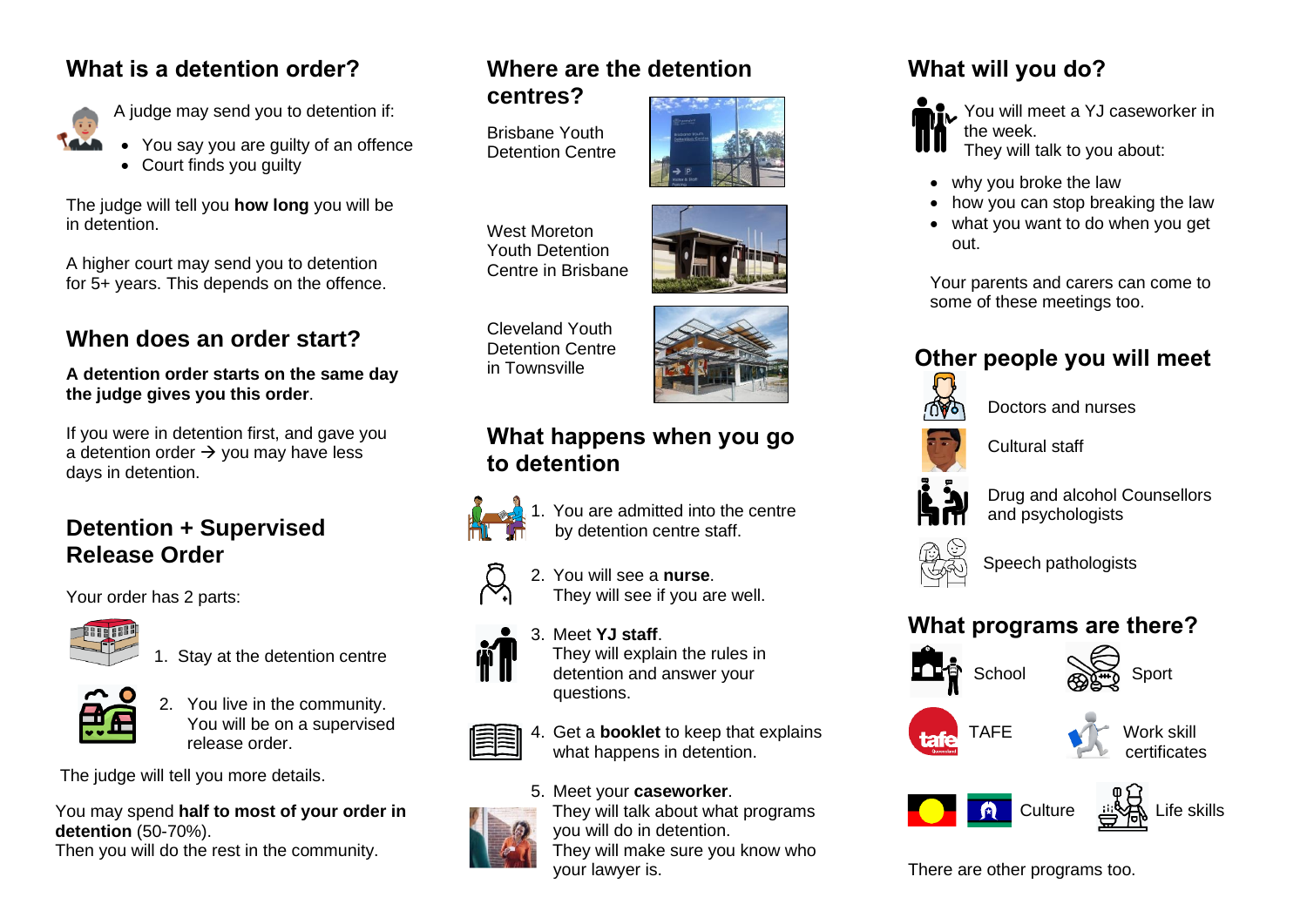## What is a detention order?

A judge may send you to detention if:

- You say you are guilty of an offence
- Court finds you guilty

The judge will tell you **how long** you will be in detention.

A higher court may send you to detention for 5+ years. This depends on the offence.

## When does an order start?

**A detention order starts on the same day the judge gives you this order**.

If you were in detention first, and gave you a detention order → you may have less days in detention.

## Detention + Supervised Release Order

Your order has 2 parts:

1. Stay at the detention centre
2. You live in the community. You will be on a supervised release order.

The judge will tell you more details.

You may spend **half to most of your order in detention** (50-70%).
Then you will do the rest in the community.

## Where are the detention centres?

Brisbane Youth Detention Centre

West Moreton Youth Detention Centre in Brisbane

Cleveland Youth Detention Centre in Townsville

## What happens when you go to detention

1. You are admitted into the centre by detention centre staff.
2. You will see a **nurse**. They will see if you are well.
3. Meet **YJ staff**. They will explain the rules in detention and answer your questions.
4. Get a **booklet** to keep that explains what happens in detention.
5. Meet your **caseworker**. They will talk about what programs you will do in detention. They will make sure you know who your lawyer is.

## What will you do?

You will meet a YJ caseworker in the week.
They will talk to you about:

- why you broke the law
- how you can stop breaking the law
- what you want to do when you get out.

Your parents and carers can come to some of these meetings too.

## Other people you will meet

Doctors and nurses

Cultural staff

Drug and alcohol Counsellors and psychologists

Speech pathologists

## What programs are there?

School

Sport

TAFE

Work skill certificates

Culture

Life skills

There are other programs too.